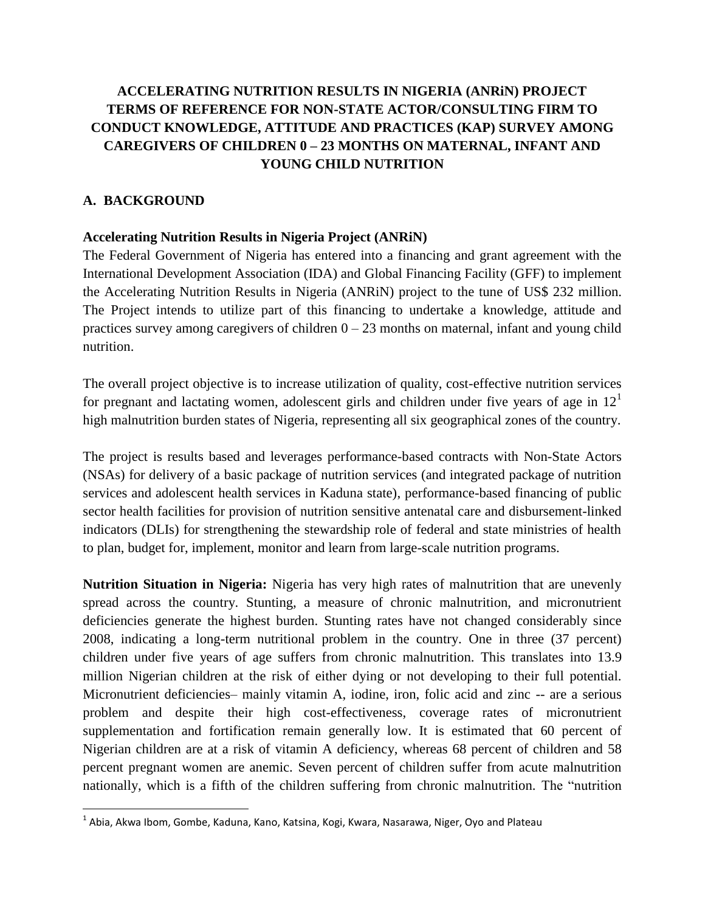# ACCELERATING NUTRITION RESULTS IN NIGERIA (ANRiN) PROJECT TERMS OF REFERENCE FOR NON-STATE ACTOR/CONSULTING FIRM TO CONDUCT KNOWLEDGE, ATTITUDE AND PRACTICES (KAP) SURVEY AMONG CAREGIVERS OF CHILDREN 0 – 23 MONTHS ON MATERNAL, INFANT AND YOUNG CHILD NUTRITION

## A. BACKGROUND

### Accelerating Nutrition Results in Nigeria Project (ANRiN)

The Federal Government of Nigeria has entered into a financing and grant agreement with the International Development Association (IDA) and Global Financing Facility (GFF) to implement the Accelerating Nutrition Results in Nigeria (ANRiN) project to the tune of US$ 232 million. The Project intends to utilize part of this financing to undertake a knowledge, attitude and practices survey among caregivers of children 0 – 23 months on maternal, infant and young child nutrition.

The overall project objective is to increase utilization of quality, cost-effective nutrition services for pregnant and lactating women, adolescent girls and children under five years of age in 12[1] high malnutrition burden states of Nigeria, representing all six geographical zones of the country.

The project is results based and leverages performance-based contracts with Non-State Actors (NSAs) for delivery of a basic package of nutrition services (and integrated package of nutrition services and adolescent health services in Kaduna state), performance-based financing of public sector health facilities for provision of nutrition sensitive antenatal care and disbursement-linked indicators (DLIs) for strengthening the stewardship role of federal and state ministries of health to plan, budget for, implement, monitor and learn from large-scale nutrition programs.

**Nutrition Situation in Nigeria:** Nigeria has very high rates of malnutrition that are unevenly spread across the country. Stunting, a measure of chronic malnutrition, and micronutrient deficiencies generate the highest burden. Stunting rates have not changed considerably since 2008, indicating a long-term nutritional problem in the country. One in three (37 percent) children under five years of age suffers from chronic malnutrition. This translates into 13.9 million Nigerian children at the risk of either dying or not developing to their full potential. Micronutrient deficiencies– mainly vitamin A, iodine, iron, folic acid and zinc -- are a serious problem and despite their high cost-effectiveness, coverage rates of micronutrient supplementation and fortification remain generally low. It is estimated that 60 percent of Nigerian children are at a risk of vitamin A deficiency, whereas 68 percent of children and 58 percent pregnant women are anemic. Seven percent of children suffer from acute malnutrition nationally, which is a fifth of the children suffering from chronic malnutrition. The "nutrition

[1] Abia, Akwa Ibom, Gombe, Kaduna, Kano, Katsina, Kogi, Kwara, Nasarawa, Niger, Oyo and Plateau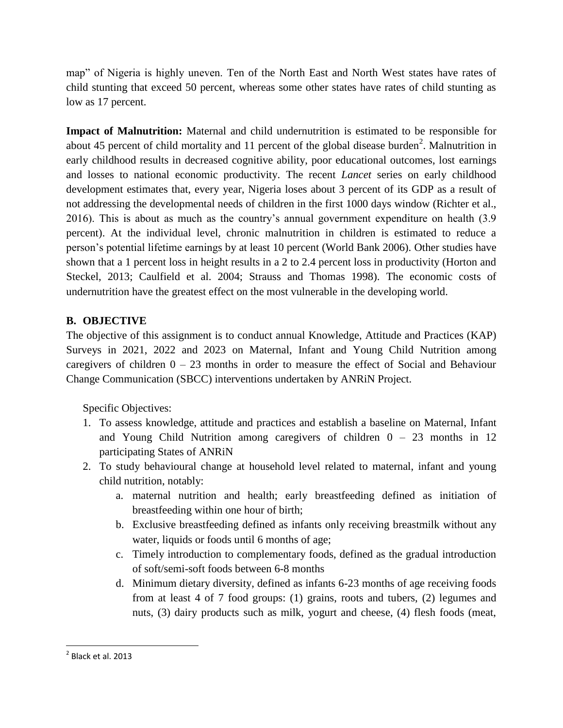map" of Nigeria is highly uneven. Ten of the North East and North West states have rates of child stunting that exceed 50 percent, whereas some other states have rates of child stunting as low as 17 percent.

**Impact of Malnutrition:** Maternal and child undernutrition is estimated to be responsible for about 45 percent of child mortality and 11 percent of the global disease burden[2]. Malnutrition in early childhood results in decreased cognitive ability, poor educational outcomes, lost earnings and losses to national economic productivity. The recent *Lancet* series on early childhood development estimates that, every year, Nigeria loses about 3 percent of its GDP as a result of not addressing the developmental needs of children in the first 1000 days window (Richter et al., 2016). This is about as much as the country's annual government expenditure on health (3.9 percent). At the individual level, chronic malnutrition in children is estimated to reduce a person's potential lifetime earnings by at least 10 percent (World Bank 2006). Other studies have shown that a 1 percent loss in height results in a 2 to 2.4 percent loss in productivity (Horton and Steckel, 2013; Caulfield et al. 2004; Strauss and Thomas 1998). The economic costs of undernutrition have the greatest effect on the most vulnerable in the developing world.

## B. OBJECTIVE

The objective of this assignment is to conduct annual Knowledge, Attitude and Practices (KAP) Surveys in 2021, 2022 and 2023 on Maternal, Infant and Young Child Nutrition among caregivers of children 0 – 23 months in order to measure the effect of Social and Behaviour Change Communication (SBCC) interventions undertaken by ANRiN Project.

Specific Objectives:

1. To assess knowledge, attitude and practices and establish a baseline on Maternal, Infant and Young Child Nutrition among caregivers of children 0 – 23 months in 12 participating States of ANRiN
2. To study behavioural change at household level related to maternal, infant and young child nutrition, notably:
    a. maternal nutrition and health; early breastfeeding defined as initiation of breastfeeding within one hour of birth;
    b. Exclusive breastfeeding defined as infants only receiving breastmilk without any water, liquids or foods until 6 months of age;
    c. Timely introduction to complementary foods, defined as the gradual introduction of soft/semi-soft foods between 6-8 months
    d. Minimum dietary diversity, defined as infants 6-23 months of age receiving foods from at least 4 of 7 food groups: (1) grains, roots and tubers, (2) legumes and nuts, (3) dairy products such as milk, yogurt and cheese, (4) flesh foods (meat,

[2] Black et al. 2013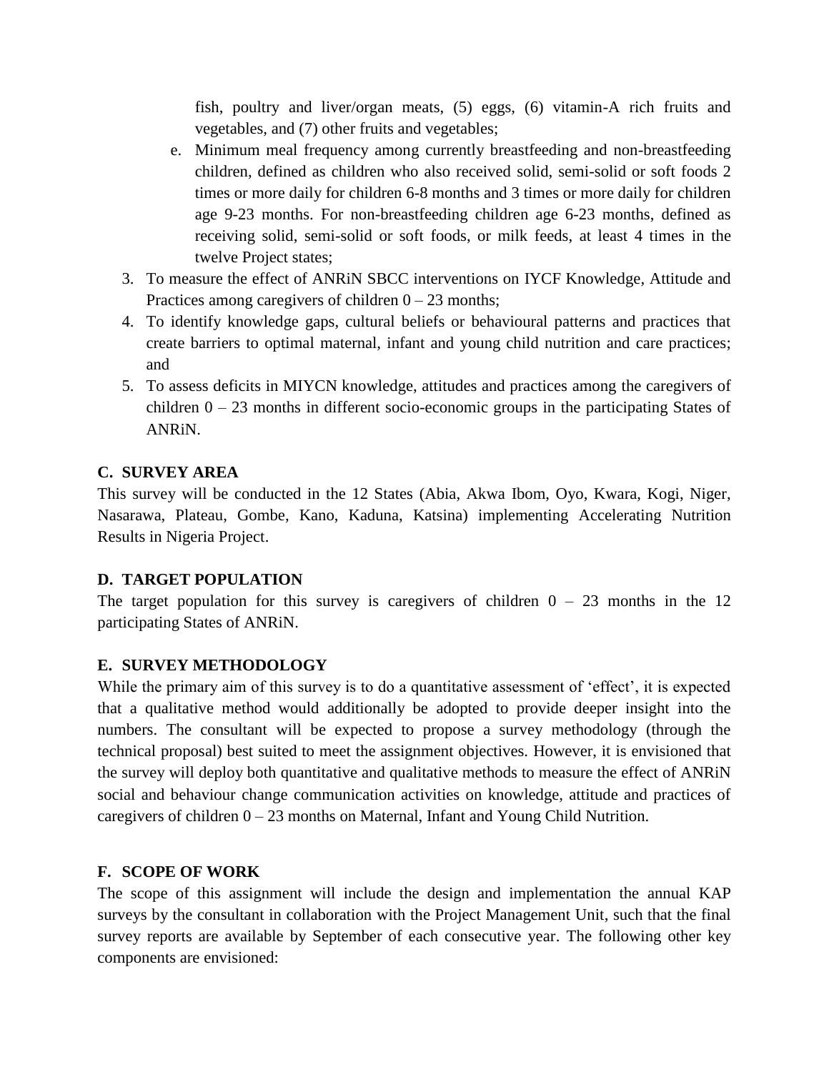fish, poultry and liver/organ meats, (5) eggs, (6) vitamin-A rich fruits and vegetables, and (7) other fruits and vegetables;

   e. Minimum meal frequency among currently breastfeeding and non-breastfeeding children, defined as children who also received solid, semi-solid or soft foods 2 times or more daily for children 6-8 months and 3 times or more daily for children age 9-23 months. For non-breastfeeding children age 6-23 months, defined as receiving solid, semi-solid or soft foods, or milk feeds, at least 4 times in the twelve Project states;

3. To measure the effect of ANRiN SBCC interventions on IYCF Knowledge, Attitude and Practices among caregivers of children 0 – 23 months;
4. To identify knowledge gaps, cultural beliefs or behavioural patterns and practices that create barriers to optimal maternal, infant and young child nutrition and care practices; and
5. To assess deficits in MIYCN knowledge, attitudes and practices among the caregivers of children 0 – 23 months in different socio-economic groups in the participating States of ANRiN.

## C. SURVEY AREA

This survey will be conducted in the 12 States (Abia, Akwa Ibom, Oyo, Kwara, Kogi, Niger, Nasarawa, Plateau, Gombe, Kano, Kaduna, Katsina) implementing Accelerating Nutrition Results in Nigeria Project.

## D. TARGET POPULATION

The target population for this survey is caregivers of children 0 – 23 months in the 12 participating States of ANRiN.

## E. SURVEY METHODOLOGY

While the primary aim of this survey is to do a quantitative assessment of 'effect', it is expected that a qualitative method would additionally be adopted to provide deeper insight into the numbers. The consultant will be expected to propose a survey methodology (through the technical proposal) best suited to meet the assignment objectives. However, it is envisioned that the survey will deploy both quantitative and qualitative methods to measure the effect of ANRiN social and behaviour change communication activities on knowledge, attitude and practices of caregivers of children 0 – 23 months on Maternal, Infant and Young Child Nutrition.

## F. SCOPE OF WORK

The scope of this assignment will include the design and implementation the annual KAP surveys by the consultant in collaboration with the Project Management Unit, such that the final survey reports are available by September of each consecutive year. The following other key components are envisioned: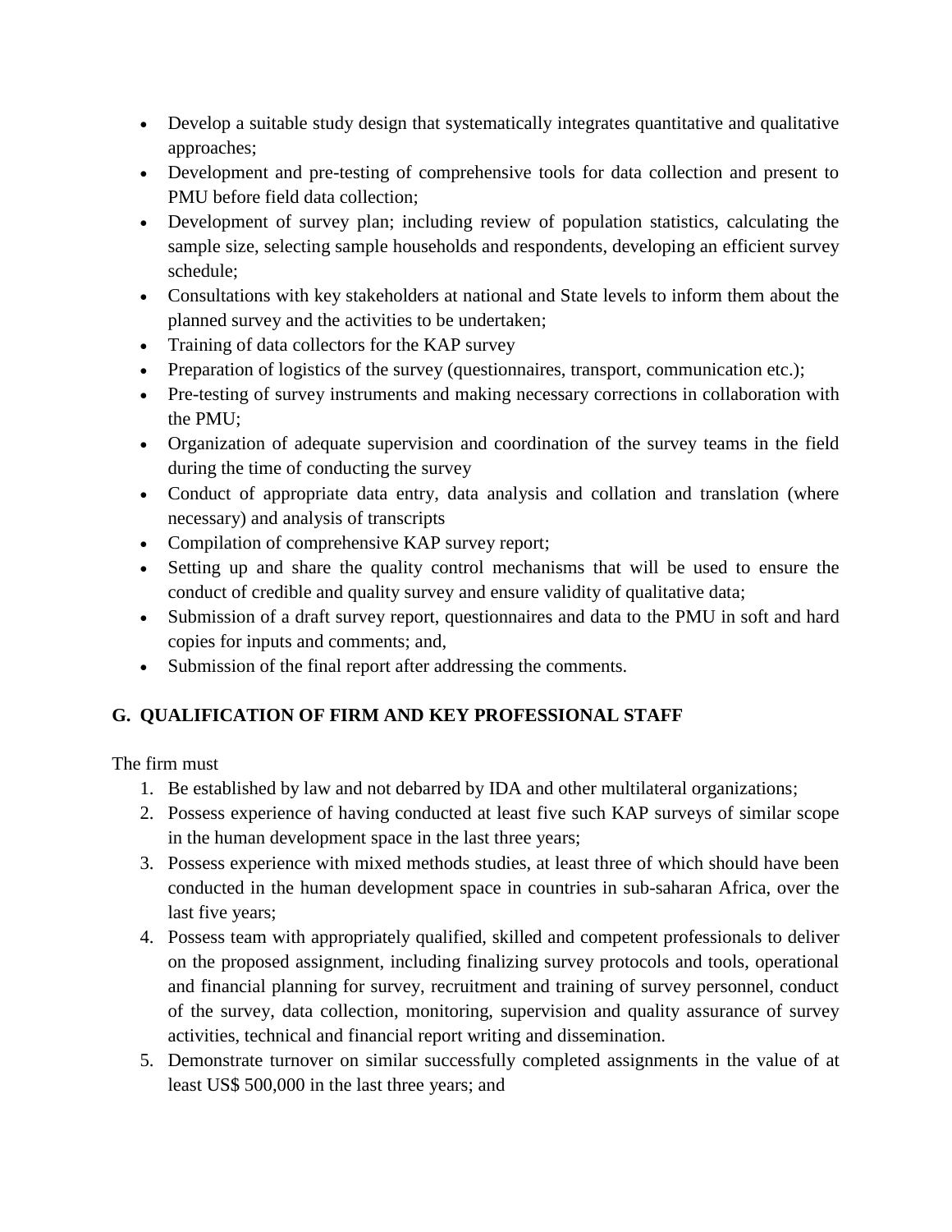- Develop a suitable study design that systematically integrates quantitative and qualitative approaches;
- Development and pre-testing of comprehensive tools for data collection and present to PMU before field data collection;
- Development of survey plan; including review of population statistics, calculating the sample size, selecting sample households and respondents, developing an efficient survey schedule;
- Consultations with key stakeholders at national and State levels to inform them about the planned survey and the activities to be undertaken;
- Training of data collectors for the KAP survey
- Preparation of logistics of the survey (questionnaires, transport, communication etc.);
- Pre-testing of survey instruments and making necessary corrections in collaboration with the PMU;
- Organization of adequate supervision and coordination of the survey teams in the field during the time of conducting the survey
- Conduct of appropriate data entry, data analysis and collation and translation (where necessary) and analysis of transcripts
- Compilation of comprehensive KAP survey report;
- Setting up and share the quality control mechanisms that will be used to ensure the conduct of credible and quality survey and ensure validity of qualitative data;
- Submission of a draft survey report, questionnaires and data to the PMU in soft and hard copies for inputs and comments; and,
- Submission of the final report after addressing the comments.

## G. QUALIFICATION OF FIRM AND KEY PROFESSIONAL STAFF

The firm must

1. Be established by law and not debarred by IDA and other multilateral organizations;
2. Possess experience of having conducted at least five such KAP surveys of similar scope in the human development space in the last three years;
3. Possess experience with mixed methods studies, at least three of which should have been conducted in the human development space in countries in sub-saharan Africa, over the last five years;
4. Possess team with appropriately qualified, skilled and competent professionals to deliver on the proposed assignment, including finalizing survey protocols and tools, operational and financial planning for survey, recruitment and training of survey personnel, conduct of the survey, data collection, monitoring, supervision and quality assurance of survey activities, technical and financial report writing and dissemination.
5. Demonstrate turnover on similar successfully completed assignments in the value of at least US$ 500,000 in the last three years; and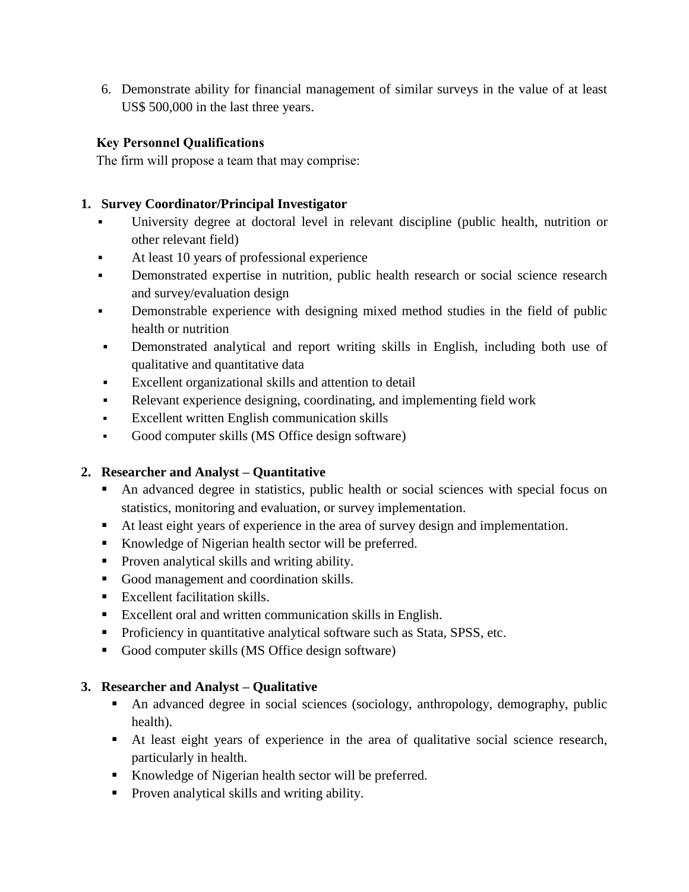6. Demonstrate ability for financial management of similar surveys in the value of at least US$ 500,000 in the last three years.

**Key Personnel Qualifications**

The firm will propose a team that may comprise:

**1. Survey Coordinator/Principal Investigator**

- University degree at doctoral level in relevant discipline (public health, nutrition or other relevant field)
- At least 10 years of professional experience
- Demonstrated expertise in nutrition, public health research or social science research and survey/evaluation design
- Demonstrable experience with designing mixed method studies in the field of public health or nutrition
- Demonstrated analytical and report writing skills in English, including both use of qualitative and quantitative data
- Excellent organizational skills and attention to detail
- Relevant experience designing, coordinating, and implementing field work
- Excellent written English communication skills
- Good computer skills (MS Office design software)

**2. Researcher and Analyst – Quantitative**

- An advanced degree in statistics, public health or social sciences with special focus on statistics, monitoring and evaluation, or survey implementation.
- At least eight years of experience in the area of survey design and implementation.
- Knowledge of Nigerian health sector will be preferred.
- Proven analytical skills and writing ability.
- Good management and coordination skills.
- Excellent facilitation skills.
- Excellent oral and written communication skills in English.
- Proficiency in quantitative analytical software such as Stata, SPSS, etc.
- Good computer skills (MS Office design software)

**3. Researcher and Analyst – Qualitative**

- An advanced degree in social sciences (sociology, anthropology, demography, public health).
- At least eight years of experience in the area of qualitative social science research, particularly in health.
- Knowledge of Nigerian health sector will be preferred.
- Proven analytical skills and writing ability.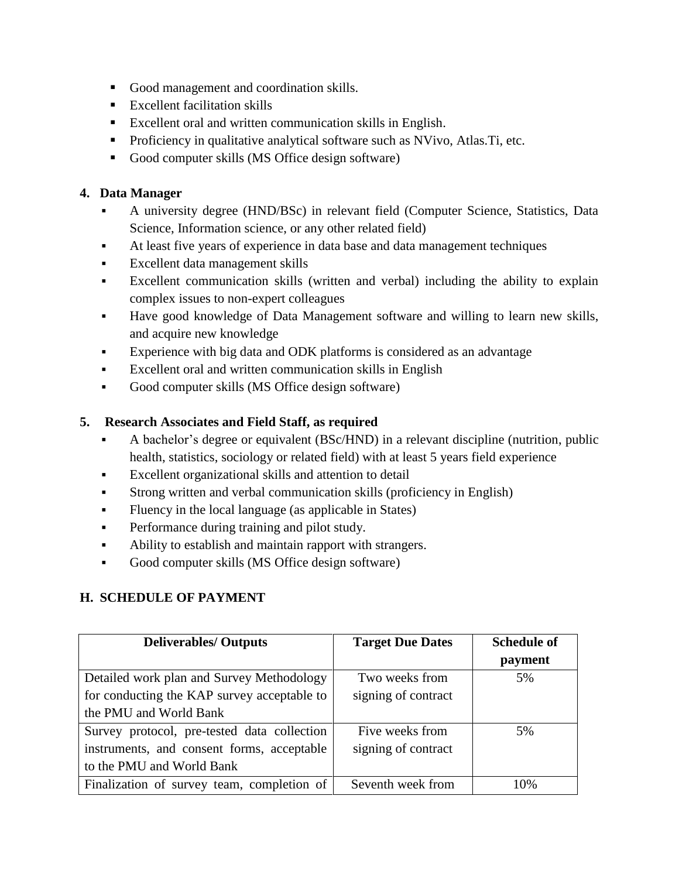- Good management and coordination skills.
- Excellent facilitation skills
- Excellent oral and written communication skills in English.
- Proficiency in qualitative analytical software such as NVivo, Atlas.Ti, etc.
- Good computer skills (MS Office design software)

**4. Data Manager**

- A university degree (HND/BSc) in relevant field (Computer Science, Statistics, Data Science, Information science, or any other related field)
- At least five years of experience in data base and data management techniques
- Excellent data management skills
- Excellent communication skills (written and verbal) including the ability to explain complex issues to non-expert colleagues
- Have good knowledge of Data Management software and willing to learn new skills, and acquire new knowledge
- Experience with big data and ODK platforms is considered as an advantage
- Excellent oral and written communication skills in English
- Good computer skills (MS Office design software)

**5. Research Associates and Field Staff, as required**

- A bachelor's degree or equivalent (BSc/HND) in a relevant discipline (nutrition, public health, statistics, sociology or related field) with at least 5 years field experience
- Excellent organizational skills and attention to detail
- Strong written and verbal communication skills (proficiency in English)
- Fluency in the local language (as applicable in States)
- Performance during training and pilot study.
- Ability to establish and maintain rapport with strangers.
- Good computer skills (MS Office design software)

## H. SCHEDULE OF PAYMENT

| Deliverables/ Outputs | Target Due Dates | Schedule of payment |
|---|---|---|
| Detailed work plan and Survey Methodology for conducting the KAP survey acceptable to the PMU and World Bank | Two weeks from signing of contract | 5% |
| Survey protocol, pre-tested data collection instruments, and consent forms, acceptable to the PMU and World Bank | Five weeks from signing of contract | 5% |
| Finalization of survey team, completion of | Seventh week from | 10% |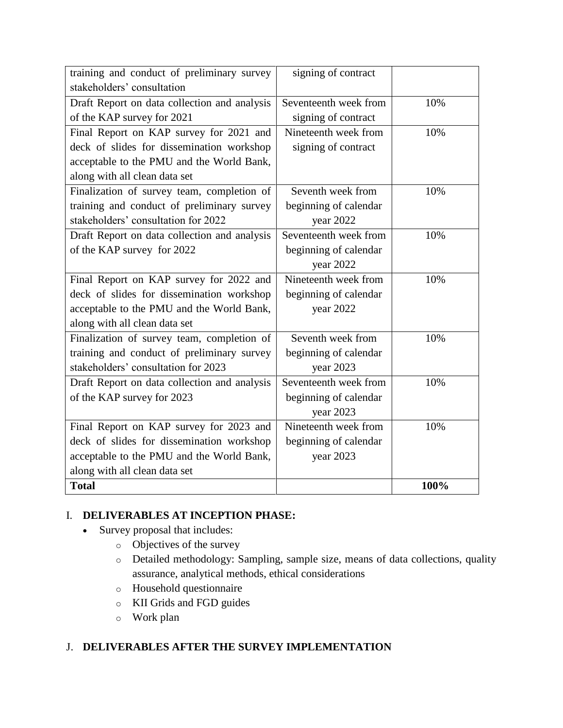| training and conduct of preliminary survey stakeholders' consultation | signing of contract | |
|---|---|---|
| Draft Report on data collection and analysis of the KAP survey for 2021 | Seventeenth week from signing of contract | 10% |
| Final Report on KAP survey for 2021 and deck of slides for dissemination workshop acceptable to the PMU and the World Bank, along with all clean data set | Nineteenth week from signing of contract | 10% |
| Finalization of survey team, completion of training and conduct of preliminary survey stakeholders' consultation for 2022 | Seventh week from beginning of calendar year 2022 | 10% |
| Draft Report on data collection and analysis of the KAP survey for 2022 | Seventeenth week from beginning of calendar year 2022 | 10% |
| Final Report on KAP survey for 2022 and deck of slides for dissemination workshop acceptable to the PMU and the World Bank, along with all clean data set | Nineteenth week from beginning of calendar year 2022 | 10% |
| Finalization of survey team, completion of training and conduct of preliminary survey stakeholders' consultation for 2023 | Seventh week from beginning of calendar year 2023 | 10% |
| Draft Report on data collection and analysis of the KAP survey for 2023 | Seventeenth week from beginning of calendar year 2023 | 10% |
| Final Report on KAP survey for 2023 and deck of slides for dissemination workshop acceptable to the PMU and the World Bank, along with all clean data set | Nineteenth week from beginning of calendar year 2023 | 10% |
| **Total** | | **100%** |

## I. DELIVERABLES AT INCEPTION PHASE:

- Survey proposal that includes:
  - Objectives of the survey
  - Detailed methodology: Sampling, sample size, means of data collections, quality assurance, analytical methods, ethical considerations
  - Household questionnaire
  - KII Grids and FGD guides
  - Work plan

## J. DELIVERABLES AFTER THE SURVEY IMPLEMENTATION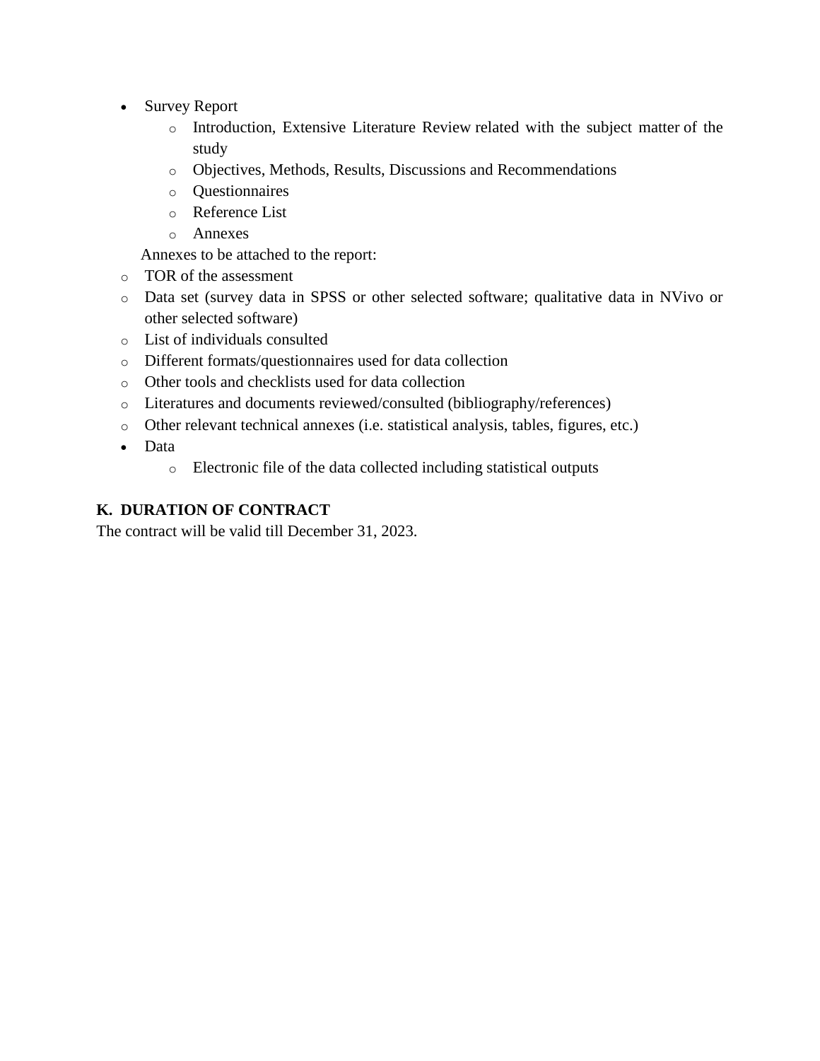- Survey Report
    - Introduction, Extensive Literature Review related with the subject matter of the study
    - Objectives, Methods, Results, Discussions and Recommendations
    - Questionnaires
    - Reference List
    - Annexes

  Annexes to be attached to the report:

- TOR of the assessment
- Data set (survey data in SPSS or other selected software; qualitative data in NVivo or other selected software)
- List of individuals consulted
- Different formats/questionnaires used for data collection
- Other tools and checklists used for data collection
- Literatures and documents reviewed/consulted (bibliography/references)
- Other relevant technical annexes (i.e. statistical analysis, tables, figures, etc.)
- Data
    - Electronic file of the data collected including statistical outputs

**K. DURATION OF CONTRACT**

The contract will be valid till December 31, 2023.